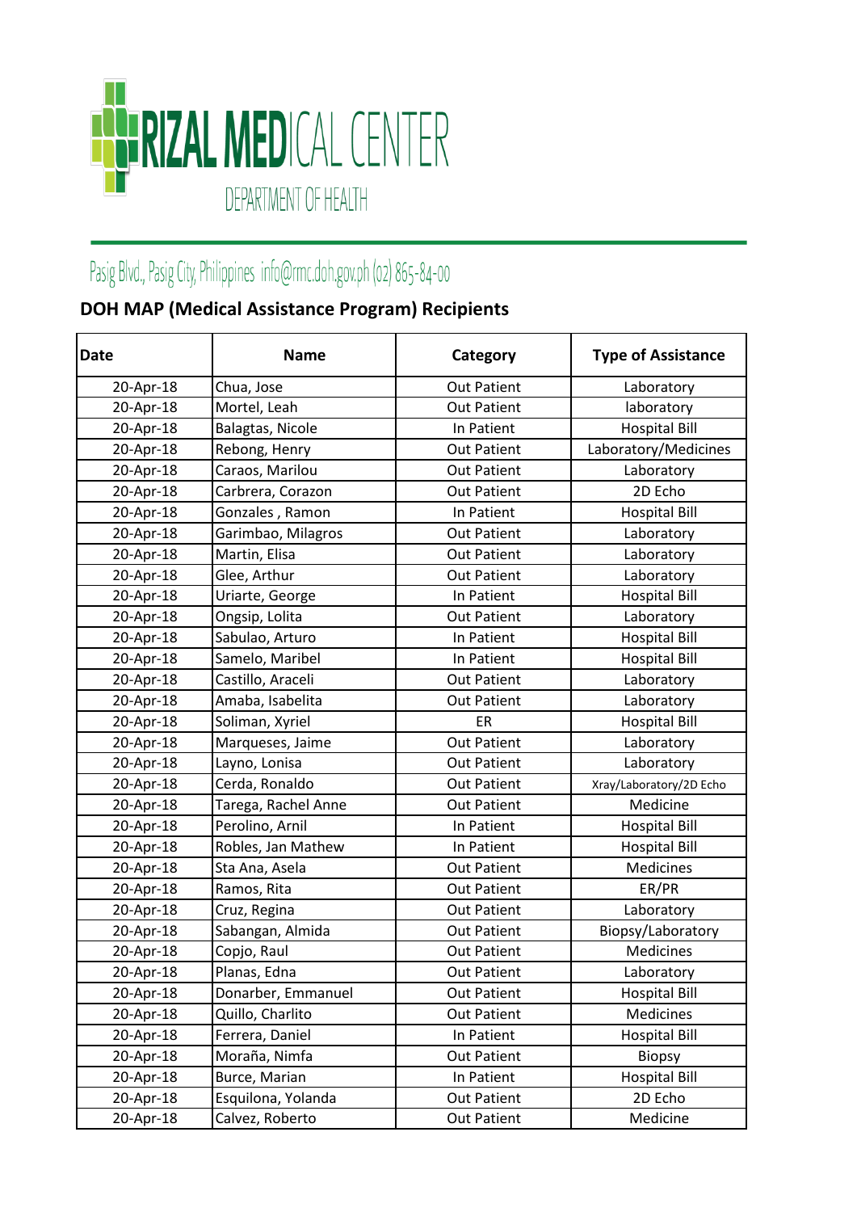# RIZAL MEDICAL CENTER

DEPARTMENT OF HEALTH

Pasig Blvd., Pasig City, Philippines info@rmc.doh.gov.ph (02) 865-84-00

## DOH MAP (Medical Assistance Program) Recipients

| Date | Name | Category | Type of Assistance |
|---|---|---|---|
| 20-Apr-18 | Chua, Jose | Out Patient | Laboratory |
| 20-Apr-18 | Mortel, Leah | Out Patient | laboratory |
| 20-Apr-18 | Balagtas, Nicole | In Patient | Hospital Bill |
| 20-Apr-18 | Rebong, Henry | Out Patient | Laboratory/Medicines |
| 20-Apr-18 | Caraos, Marilou | Out Patient | Laboratory |
| 20-Apr-18 | Carbrera, Corazon | Out Patient | 2D Echo |
| 20-Apr-18 | Gonzales , Ramon | In Patient | Hospital Bill |
| 20-Apr-18 | Garimbao, Milagros | Out Patient | Laboratory |
| 20-Apr-18 | Martin, Elisa | Out Patient | Laboratory |
| 20-Apr-18 | Glee, Arthur | Out Patient | Laboratory |
| 20-Apr-18 | Uriarte, George | In Patient | Hospital Bill |
| 20-Apr-18 | Ongsip, Lolita | Out Patient | Laboratory |
| 20-Apr-18 | Sabulao, Arturo | In Patient | Hospital Bill |
| 20-Apr-18 | Samelo, Maribel | In Patient | Hospital Bill |
| 20-Apr-18 | Castillo, Araceli | Out Patient | Laboratory |
| 20-Apr-18 | Amaba, Isabelita | Out Patient | Laboratory |
| 20-Apr-18 | Soliman, Xyriel | ER | Hospital Bill |
| 20-Apr-18 | Marqueses, Jaime | Out Patient | Laboratory |
| 20-Apr-18 | Layno, Lonisa | Out Patient | Laboratory |
| 20-Apr-18 | Cerda, Ronaldo | Out Patient | Xray/Laboratory/2D Echo |
| 20-Apr-18 | Tarega, Rachel Anne | Out Patient | Medicine |
| 20-Apr-18 | Perolino, Arnil | In Patient | Hospital Bill |
| 20-Apr-18 | Robles, Jan Mathew | In Patient | Hospital Bill |
| 20-Apr-18 | Sta Ana, Asela | Out Patient | Medicines |
| 20-Apr-18 | Ramos, Rita | Out Patient | ER/PR |
| 20-Apr-18 | Cruz, Regina | Out Patient | Laboratory |
| 20-Apr-18 | Sabangan, Almida | Out Patient | Biopsy/Laboratory |
| 20-Apr-18 | Copjo, Raul | Out Patient | Medicines |
| 20-Apr-18 | Planas, Edna | Out Patient | Laboratory |
| 20-Apr-18 | Donarber, Emmanuel | Out Patient | Hospital Bill |
| 20-Apr-18 | Quillo, Charlito | Out Patient | Medicines |
| 20-Apr-18 | Ferrera, Daniel | In Patient | Hospital Bill |
| 20-Apr-18 | Moraña, Nimfa | Out Patient | Biopsy |
| 20-Apr-18 | Burce, Marian | In Patient | Hospital Bill |
| 20-Apr-18 | Esquilona, Yolanda | Out Patient | 2D Echo |
| 20-Apr-18 | Calvez, Roberto | Out Patient | Medicine |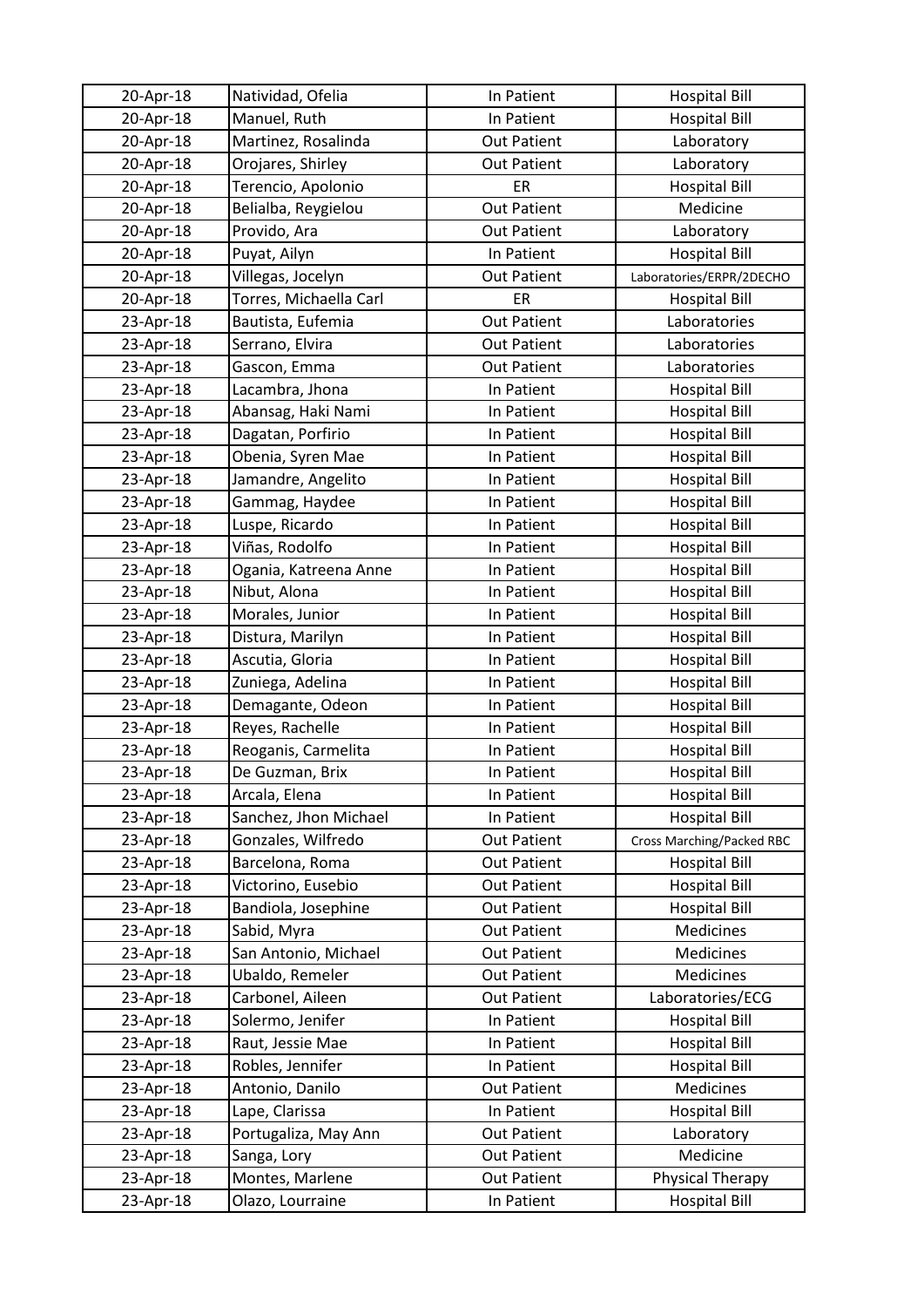| | | | |
|---|---|---|---|
| 20-Apr-18 | Natividad, Ofelia | In Patient | Hospital Bill |
| 20-Apr-18 | Manuel, Ruth | In Patient | Hospital Bill |
| 20-Apr-18 | Martinez, Rosalinda | Out Patient | Laboratory |
| 20-Apr-18 | Orojares, Shirley | Out Patient | Laboratory |
| 20-Apr-18 | Terencio, Apolonio | ER | Hospital Bill |
| 20-Apr-18 | Belialba, Reygielou | Out Patient | Medicine |
| 20-Apr-18 | Provido, Ara | Out Patient | Laboratory |
| 20-Apr-18 | Puyat, Ailyn | In Patient | Hospital Bill |
| 20-Apr-18 | Villegas, Jocelyn | Out Patient | Laboratories/ERPR/2DECHO |
| 20-Apr-18 | Torres, Michaella Carl | ER | Hospital Bill |
| 23-Apr-18 | Bautista, Eufemia | Out Patient | Laboratories |
| 23-Apr-18 | Serrano, Elvira | Out Patient | Laboratories |
| 23-Apr-18 | Gascon, Emma | Out Patient | Laboratories |
| 23-Apr-18 | Lacambra, Jhona | In Patient | Hospital Bill |
| 23-Apr-18 | Abansag, Haki Nami | In Patient | Hospital Bill |
| 23-Apr-18 | Dagatan, Porfirio | In Patient | Hospital Bill |
| 23-Apr-18 | Obenia, Syren Mae | In Patient | Hospital Bill |
| 23-Apr-18 | Jamandre, Angelito | In Patient | Hospital Bill |
| 23-Apr-18 | Gammag, Haydee | In Patient | Hospital Bill |
| 23-Apr-18 | Luspe, Ricardo | In Patient | Hospital Bill |
| 23-Apr-18 | Viñas, Rodolfo | In Patient | Hospital Bill |
| 23-Apr-18 | Ogania, Katreena Anne | In Patient | Hospital Bill |
| 23-Apr-18 | Nibut, Alona | In Patient | Hospital Bill |
| 23-Apr-18 | Morales, Junior | In Patient | Hospital Bill |
| 23-Apr-18 | Distura, Marilyn | In Patient | Hospital Bill |
| 23-Apr-18 | Ascutia, Gloria | In Patient | Hospital Bill |
| 23-Apr-18 | Zuniega, Adelina | In Patient | Hospital Bill |
| 23-Apr-18 | Demagante, Odeon | In Patient | Hospital Bill |
| 23-Apr-18 | Reyes, Rachelle | In Patient | Hospital Bill |
| 23-Apr-18 | Reoganis, Carmelita | In Patient | Hospital Bill |
| 23-Apr-18 | De Guzman, Brix | In Patient | Hospital Bill |
| 23-Apr-18 | Arcala, Elena | In Patient | Hospital Bill |
| 23-Apr-18 | Sanchez, Jhon Michael | In Patient | Hospital Bill |
| 23-Apr-18 | Gonzales, Wilfredo | Out Patient | Cross Marching/Packed RBC |
| 23-Apr-18 | Barcelona, Roma | Out Patient | Hospital Bill |
| 23-Apr-18 | Victorino, Eusebio | Out Patient | Hospital Bill |
| 23-Apr-18 | Bandiola, Josephine | Out Patient | Hospital Bill |
| 23-Apr-18 | Sabid, Myra | Out Patient | Medicines |
| 23-Apr-18 | San Antonio, Michael | Out Patient | Medicines |
| 23-Apr-18 | Ubaldo, Remeler | Out Patient | Medicines |
| 23-Apr-18 | Carbonel, Aileen | Out Patient | Laboratories/ECG |
| 23-Apr-18 | Solermo, Jenifer | In Patient | Hospital Bill |
| 23-Apr-18 | Raut, Jessie Mae | In Patient | Hospital Bill |
| 23-Apr-18 | Robles, Jennifer | In Patient | Hospital Bill |
| 23-Apr-18 | Antonio, Danilo | Out Patient | Medicines |
| 23-Apr-18 | Lape, Clarissa | In Patient | Hospital Bill |
| 23-Apr-18 | Portugaliza, May Ann | Out Patient | Laboratory |
| 23-Apr-18 | Sanga, Lory | Out Patient | Medicine |
| 23-Apr-18 | Montes, Marlene | Out Patient | Physical Therapy |
| 23-Apr-18 | Olazo, Lourraine | In Patient | Hospital Bill |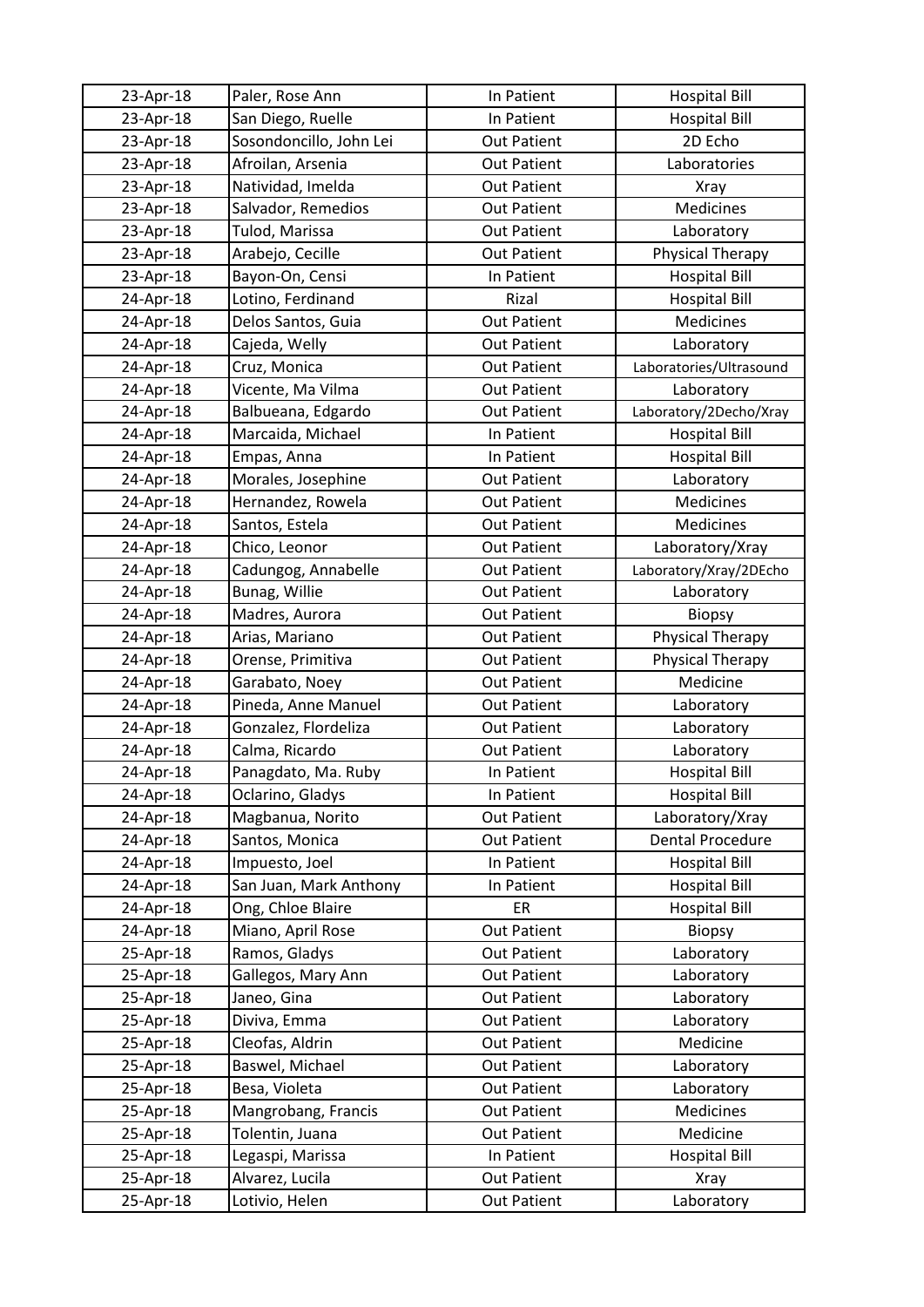| 23-Apr-18 | Paler, Rose Ann | In Patient | Hospital Bill |
|---|---|---|---|
| 23-Apr-18 | San Diego, Ruelle | In Patient | Hospital Bill |
| 23-Apr-18 | Sosondoncillo, John Lei | Out Patient | 2D Echo |
| 23-Apr-18 | Afroilan, Arsenia | Out Patient | Laboratories |
| 23-Apr-18 | Natividad, Imelda | Out Patient | Xray |
| 23-Apr-18 | Salvador, Remedios | Out Patient | Medicines |
| 23-Apr-18 | Tulod, Marissa | Out Patient | Laboratory |
| 23-Apr-18 | Arabejo, Cecille | Out Patient | Physical Therapy |
| 23-Apr-18 | Bayon-On, Censi | In Patient | Hospital Bill |
| 24-Apr-18 | Lotino, Ferdinand | Rizal | Hospital Bill |
| 24-Apr-18 | Delos Santos, Guia | Out Patient | Medicines |
| 24-Apr-18 | Cajeda, Welly | Out Patient | Laboratory |
| 24-Apr-18 | Cruz, Monica | Out Patient | Laboratories/Ultrasound |
| 24-Apr-18 | Vicente, Ma Vilma | Out Patient | Laboratory |
| 24-Apr-18 | Balbueana, Edgardo | Out Patient | Laboratory/2Decho/Xray |
| 24-Apr-18 | Marcaida, Michael | In Patient | Hospital Bill |
| 24-Apr-18 | Empas, Anna | In Patient | Hospital Bill |
| 24-Apr-18 | Morales, Josephine | Out Patient | Laboratory |
| 24-Apr-18 | Hernandez, Rowela | Out Patient | Medicines |
| 24-Apr-18 | Santos, Estela | Out Patient | Medicines |
| 24-Apr-18 | Chico, Leonor | Out Patient | Laboratory/Xray |
| 24-Apr-18 | Cadungog, Annabelle | Out Patient | Laboratory/Xray/2DEcho |
| 24-Apr-18 | Bunag, Willie | Out Patient | Laboratory |
| 24-Apr-18 | Madres, Aurora | Out Patient | Biopsy |
| 24-Apr-18 | Arias, Mariano | Out Patient | Physical Therapy |
| 24-Apr-18 | Orense, Primitiva | Out Patient | Physical Therapy |
| 24-Apr-18 | Garabato, Noey | Out Patient | Medicine |
| 24-Apr-18 | Pineda, Anne Manuel | Out Patient | Laboratory |
| 24-Apr-18 | Gonzalez, Flordeliza | Out Patient | Laboratory |
| 24-Apr-18 | Calma, Ricardo | Out Patient | Laboratory |
| 24-Apr-18 | Panagdato, Ma. Ruby | In Patient | Hospital Bill |
| 24-Apr-18 | Oclarino, Gladys | In Patient | Hospital Bill |
| 24-Apr-18 | Magbanua, Norito | Out Patient | Laboratory/Xray |
| 24-Apr-18 | Santos, Monica | Out Patient | Dental Procedure |
| 24-Apr-18 | Impuesto, Joel | In Patient | Hospital Bill |
| 24-Apr-18 | San Juan, Mark Anthony | In Patient | Hospital Bill |
| 24-Apr-18 | Ong, Chloe Blaire | ER | Hospital Bill |
| 24-Apr-18 | Miano, April Rose | Out Patient | Biopsy |
| 25-Apr-18 | Ramos, Gladys | Out Patient | Laboratory |
| 25-Apr-18 | Gallegos, Mary Ann | Out Patient | Laboratory |
| 25-Apr-18 | Janeo, Gina | Out Patient | Laboratory |
| 25-Apr-18 | Diviva, Emma | Out Patient | Laboratory |
| 25-Apr-18 | Cleofas, Aldrin | Out Patient | Medicine |
| 25-Apr-18 | Baswel, Michael | Out Patient | Laboratory |
| 25-Apr-18 | Besa, Violeta | Out Patient | Laboratory |
| 25-Apr-18 | Mangrobang, Francis | Out Patient | Medicines |
| 25-Apr-18 | Tolentin, Juana | Out Patient | Medicine |
| 25-Apr-18 | Legaspi, Marissa | In Patient | Hospital Bill |
| 25-Apr-18 | Alvarez, Lucila | Out Patient | Xray |
| 25-Apr-18 | Lotivio, Helen | Out Patient | Laboratory |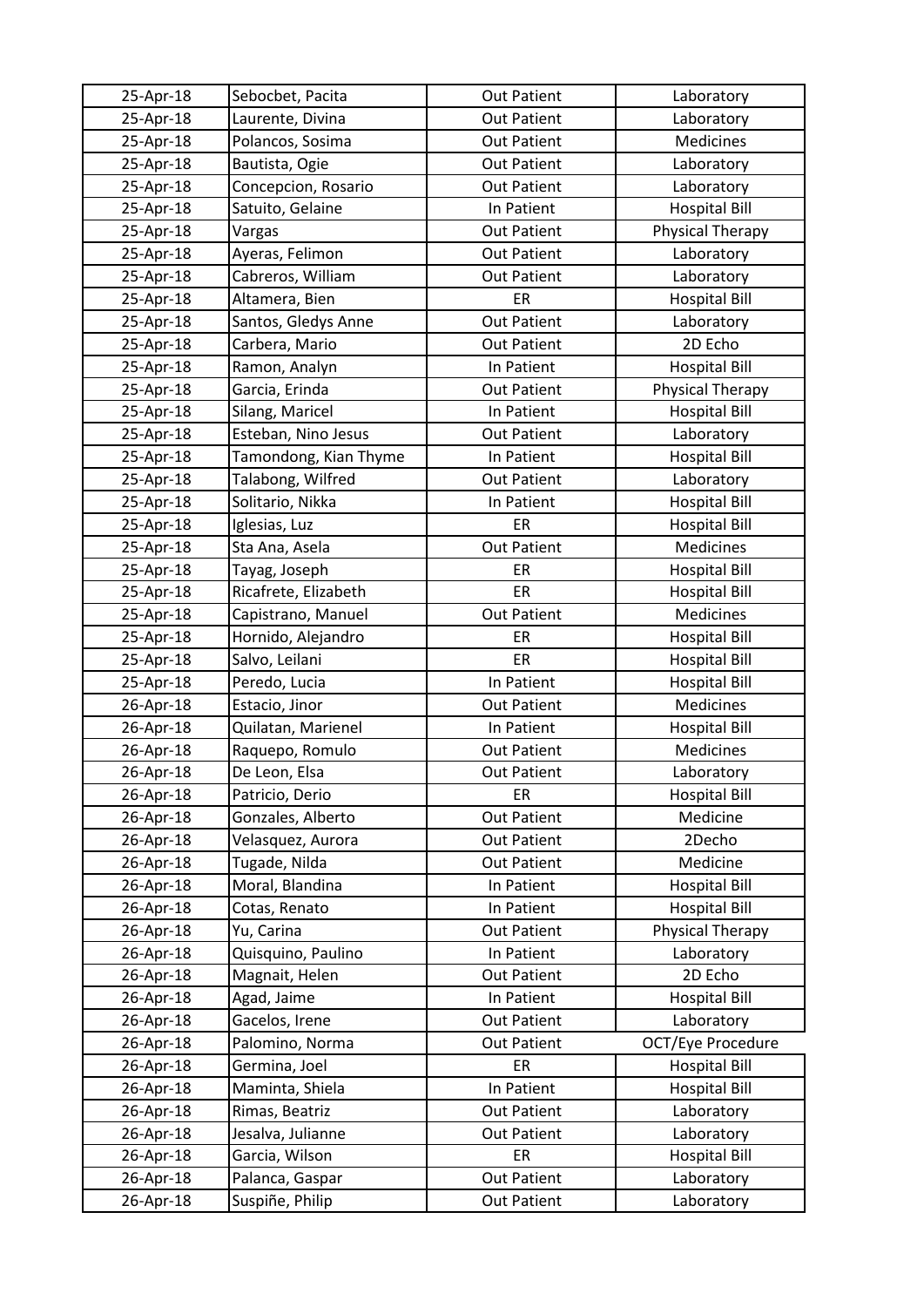| | | | |
|---|---|---|---|
| 25-Apr-18 | Sebocbet, Pacita | Out Patient | Laboratory |
| 25-Apr-18 | Laurente, Divina | Out Patient | Laboratory |
| 25-Apr-18 | Polancos, Sosima | Out Patient | Medicines |
| 25-Apr-18 | Bautista, Ogie | Out Patient | Laboratory |
| 25-Apr-18 | Concepcion, Rosario | Out Patient | Laboratory |
| 25-Apr-18 | Satuito, Gelaine | In Patient | Hospital Bill |
| 25-Apr-18 | Vargas | Out Patient | Physical Therapy |
| 25-Apr-18 | Ayeras, Felimon | Out Patient | Laboratory |
| 25-Apr-18 | Cabreros, William | Out Patient | Laboratory |
| 25-Apr-18 | Altamera, Bien | ER | Hospital Bill |
| 25-Apr-18 | Santos, Gledys Anne | Out Patient | Laboratory |
| 25-Apr-18 | Carbera, Mario | Out Patient | 2D Echo |
| 25-Apr-18 | Ramon, Analyn | In Patient | Hospital Bill |
| 25-Apr-18 | Garcia, Erinda | Out Patient | Physical Therapy |
| 25-Apr-18 | Silang, Maricel | In Patient | Hospital Bill |
| 25-Apr-18 | Esteban, Nino Jesus | Out Patient | Laboratory |
| 25-Apr-18 | Tamondong, Kian Thyme | In Patient | Hospital Bill |
| 25-Apr-18 | Talabong, Wilfred | Out Patient | Laboratory |
| 25-Apr-18 | Solitario, Nikka | In Patient | Hospital Bill |
| 25-Apr-18 | Iglesias, Luz | ER | Hospital Bill |
| 25-Apr-18 | Sta Ana, Asela | Out Patient | Medicines |
| 25-Apr-18 | Tayag, Joseph | ER | Hospital Bill |
| 25-Apr-18 | Ricafrete, Elizabeth | ER | Hospital Bill |
| 25-Apr-18 | Capistrano, Manuel | Out Patient | Medicines |
| 25-Apr-18 | Hornido, Alejandro | ER | Hospital Bill |
| 25-Apr-18 | Salvo, Leilani | ER | Hospital Bill |
| 25-Apr-18 | Peredo, Lucia | In Patient | Hospital Bill |
| 26-Apr-18 | Estacio, Jinor | Out Patient | Medicines |
| 26-Apr-18 | Quilatan, Marienel | In Patient | Hospital Bill |
| 26-Apr-18 | Raquepo, Romulo | Out Patient | Medicines |
| 26-Apr-18 | De Leon, Elsa | Out Patient | Laboratory |
| 26-Apr-18 | Patricio, Derio | ER | Hospital Bill |
| 26-Apr-18 | Gonzales, Alberto | Out Patient | Medicine |
| 26-Apr-18 | Velasquez, Aurora | Out Patient | 2Decho |
| 26-Apr-18 | Tugade, Nilda | Out Patient | Medicine |
| 26-Apr-18 | Moral, Blandina | In Patient | Hospital Bill |
| 26-Apr-18 | Cotas, Renato | In Patient | Hospital Bill |
| 26-Apr-18 | Yu, Carina | Out Patient | Physical Therapy |
| 26-Apr-18 | Quisquino, Paulino | In Patient | Laboratory |
| 26-Apr-18 | Magnait, Helen | Out Patient | 2D Echo |
| 26-Apr-18 | Agad, Jaime | In Patient | Hospital Bill |
| 26-Apr-18 | Gacelos, Irene | Out Patient | Laboratory |
| 26-Apr-18 | Palomino, Norma | Out Patient | OCT/Eye Procedure |
| 26-Apr-18 | Germina, Joel | ER | Hospital Bill |
| 26-Apr-18 | Maminta, Shiela | In Patient | Hospital Bill |
| 26-Apr-18 | Rimas, Beatriz | Out Patient | Laboratory |
| 26-Apr-18 | Jesalva, Julianne | Out Patient | Laboratory |
| 26-Apr-18 | Garcia, Wilson | ER | Hospital Bill |
| 26-Apr-18 | Palanca, Gaspar | Out Patient | Laboratory |
| 26-Apr-18 | Suspiñe, Philip | Out Patient | Laboratory |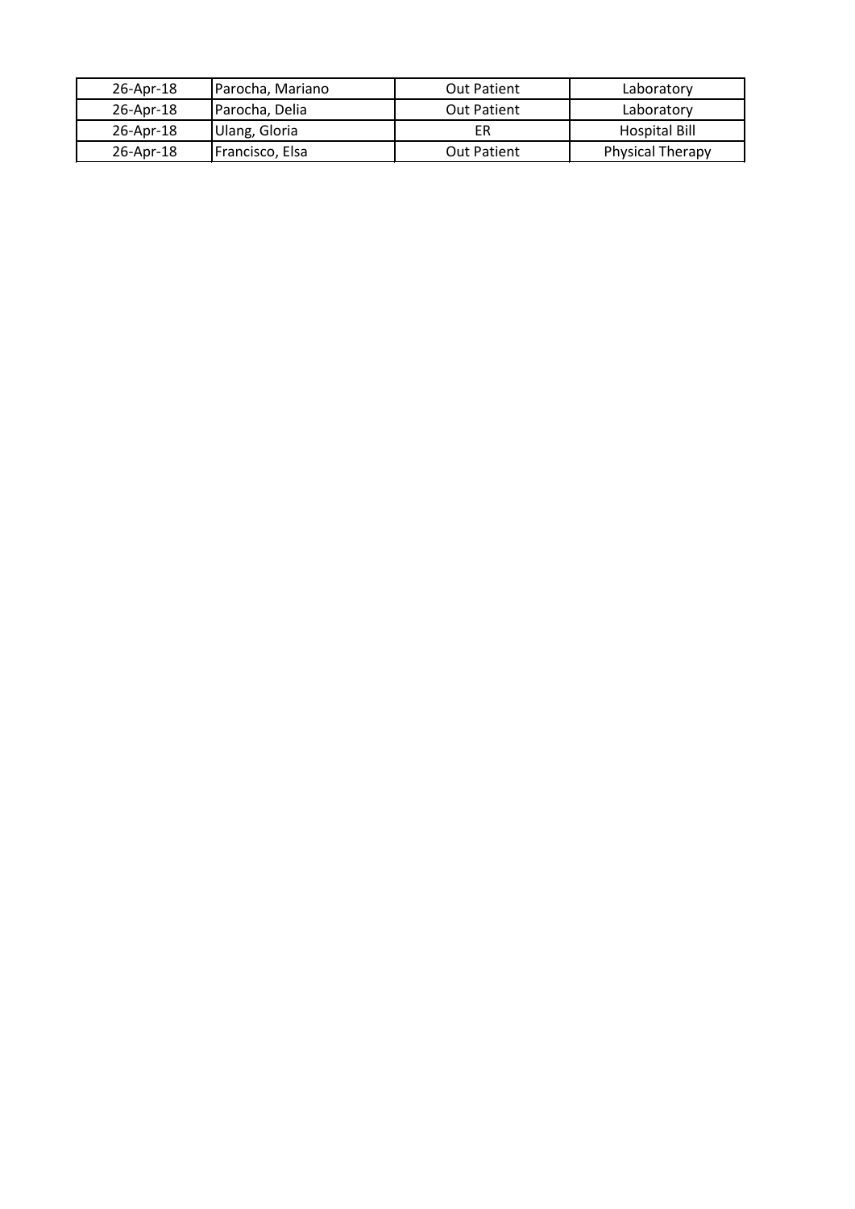| | | | |
|---|---|---|---|
| 26-Apr-18 | Parocha, Mariano | Out Patient | Laboratory |
| 26-Apr-18 | Parocha, Delia | Out Patient | Laboratory |
| 26-Apr-18 | Ulang, Gloria | ER | Hospital Bill |
| 26-Apr-18 | Francisco, Elsa | Out Patient | Physical Therapy |